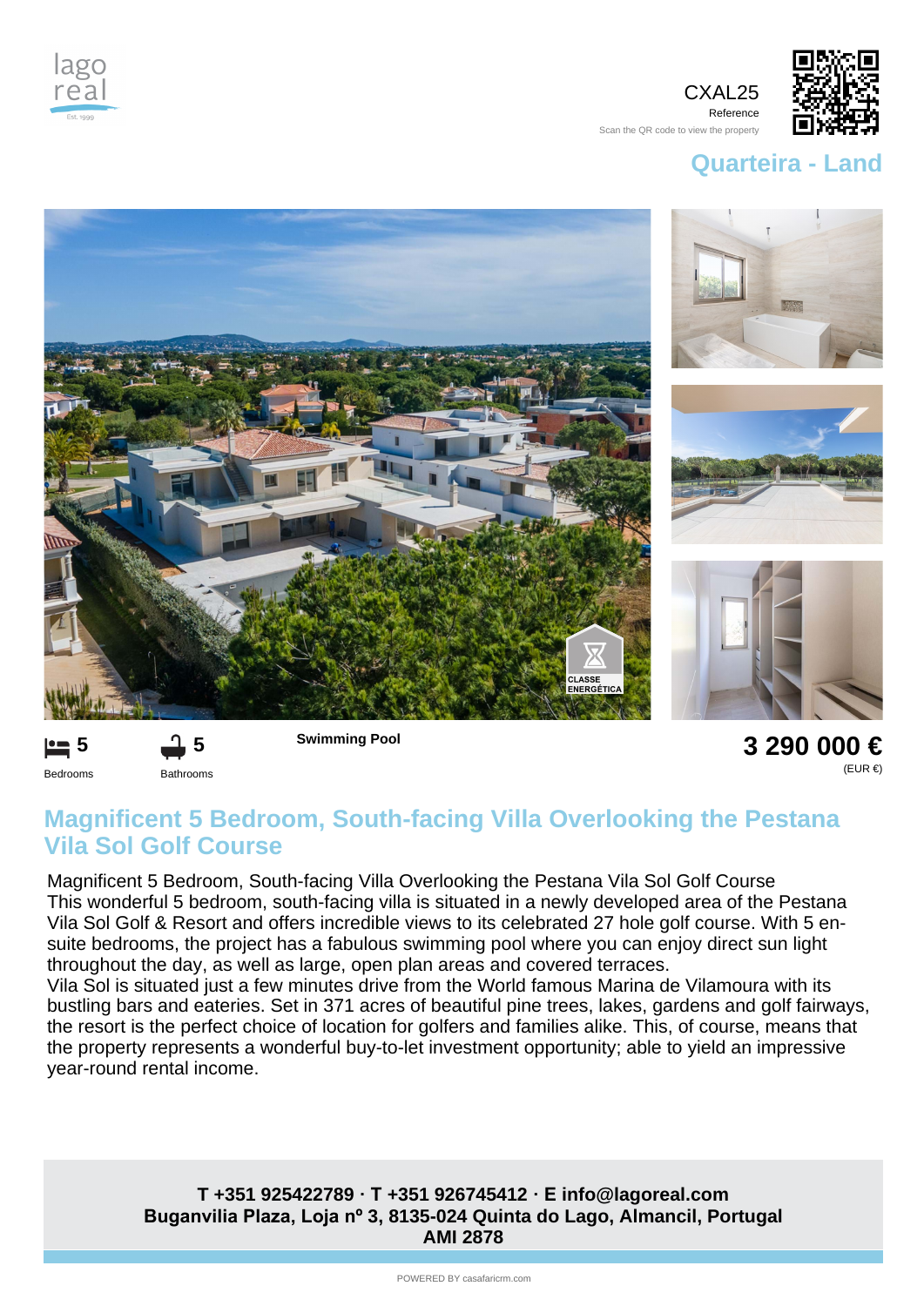lago real

CXAL25
Reference
Scan the QR code to view the property

## Quarteira - Land

CLASSE ENERGÉTICA

5 Bedrooms

5 Bathrooms

**Swimming Pool**

**3 290 000 €**
(EUR €)

# Magnificent 5 Bedroom, South-facing Villa Overlooking the Pestana Vila Sol Golf Course

Magnificent 5 Bedroom, South-facing Villa Overlooking the Pestana Vila Sol Golf Course
This wonderful 5 bedroom, south-facing villa is situated in a newly developed area of the Pestana Vila Sol Golf & Resort and offers incredible views to its celebrated 27 hole golf course. With 5 en-suite bedrooms, the project has a fabulous swimming pool where you can enjoy direct sun light throughout the day, as well as large, open plan areas and covered terraces.
Vila Sol is situated just a few minutes drive from the World famous Marina de Vilamoura with its bustling bars and eateries. Set in 371 acres of beautiful pine trees, lakes, gardens and golf fairways, the resort is the perfect choice of location for golfers and families alike. This, of course, means that the property represents a wonderful buy-to-let investment opportunity; able to yield an impressive year-round rental income.

**T +351 925422789 · T +351 926745412 · E info@lagoreal.com**
**Buganvilia Plaza, Loja nº 3, 8135-024 Quinta do Lago, Almancil, Portugal**
**AMI 2878**

POWERED BY casafaricrm.com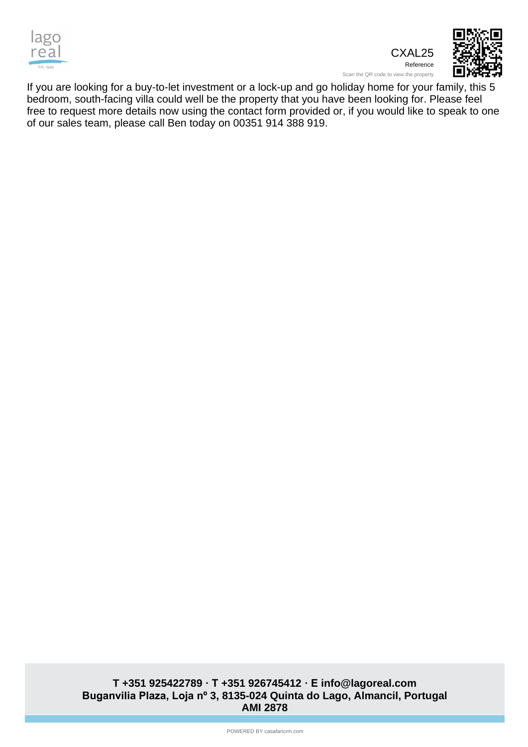CXAL25
Reference

Scan the QR code to view the property

If you are looking for a buy-to-let investment or a lock-up and go holiday home for your family, this 5 bedroom, south-facing villa could well be the property that you have been looking for. Please feel free to request more details now using the contact form provided or, if you would like to speak to one of our sales team, please call Ben today on 00351 914 388 919.

**T +351 925422789 · T +351 926745412 · E info@lagoreal.com**
**Buganvilia Plaza, Loja nº 3, 8135-024 Quinta do Lago, Almancil, Portugal**
**AMI 2878**

POWERED BY casafaricrm.com